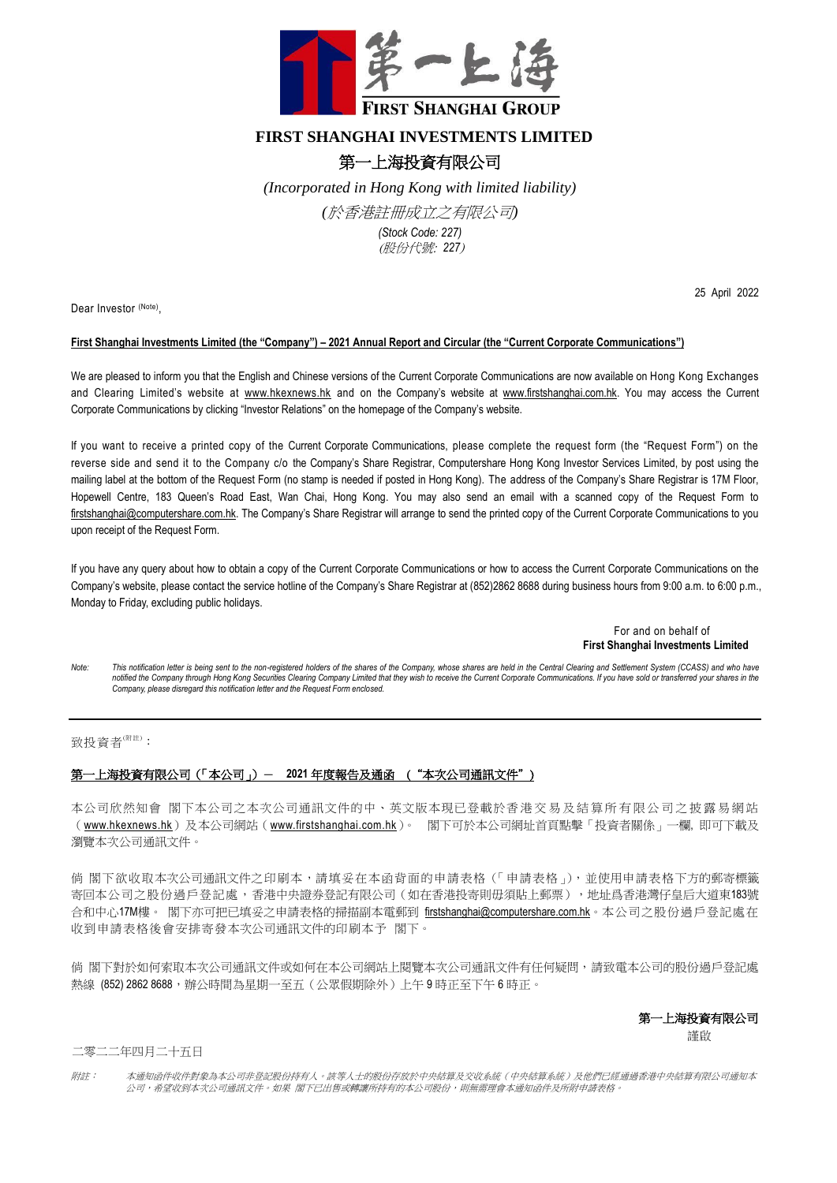第一上海

FIRST SHANGHAI GROUP

# FIRST SHANGHAI INVESTMENTS LIMITED

# 第一上海投資有限公司

*(Incorporated in Hong Kong with limited liability)*

*(於香港註冊成立之有限公司)*

*(Stock Code: 227)*

*(股份代號: 227)*

25 April 2022

Dear Investor (Note),

**First Shanghai Investments Limited (the "Company") – 2021 Annual Report and Circular (the "Current Corporate Communications")**

We are pleased to inform you that the English and Chinese versions of the Current Corporate Communications are now available on Hong Kong Exchanges and Clearing Limited's website at www.hkexnews.hk and on the Company's website at www.firstshanghai.com.hk. You may access the Current Corporate Communications by clicking "Investor Relations" on the homepage of the Company's website.

If you want to receive a printed copy of the Current Corporate Communications, please complete the request form (the "Request Form") on the reverse side and send it to the Company c/o the Company's Share Registrar, Computershare Hong Kong Investor Services Limited, by post using the mailing label at the bottom of the Request Form (no stamp is needed if posted in Hong Kong). The address of the Company's Share Registrar is 17M Floor, Hopewell Centre, 183 Queen's Road East, Wan Chai, Hong Kong. You may also send an email with a scanned copy of the Request Form to firstshanghai@computershare.com.hk. The Company's Share Registrar will arrange to send the printed copy of the Current Corporate Communications to you upon receipt of the Request Form.

If you have any query about how to obtain a copy of the Current Corporate Communications or how to access the Current Corporate Communications on the Company's website, please contact the service hotline of the Company's Share Registrar at (852)2862 8688 during business hours from 9:00 a.m. to 6:00 p.m., Monday to Friday, excluding public holidays.

For and on behalf of
**First Shanghai Investments Limited**

*Note: This notification letter is being sent to the non-registered holders of the shares of the Company, whose shares are held in the Central Clearing and Settlement System (CCASS) and who have notified the Company through Hong Kong Securities Clearing Company Limited that they wish to receive the Current Corporate Communications. If you have sold or transferred your shares in the Company, please disregard this notification letter and the Request Form enclosed.*

---

致投資者(附註)：

**第一上海投資有限公司（「本公司」）－ 2021 年度報告及通函 （"本次公司通訊文件"）**

本公司欣然知會 閣下本公司之本次公司通訊文件的中、英文版本現已登載於香港交易及結算所有限公司之披露易網站（www.hkexnews.hk）及本公司網站（www.firstshanghai.com.hk）。 閣下可於本公司網址首頁點擊「投資者關係」一欄, 即可下載及瀏覽本次公司通訊文件。

倘 閣下欲收取本次公司通訊文件之印刷本，請填妥在本函背面的申請表格（「申請表格」)，並使用申請表格下方的郵寄標籤寄回本公司之股份過戶登記處，香港中央證券登記有限公司（如在香港投寄則毋須貼上郵票），地址爲香港灣仔皇后大道東183號合和中心17M樓。 閣下亦可把已填妥之申請表格的掃描副本電郵到 firstshanghai@computershare.com.hk。本公司之股份過戶登記處在收到申請表格後會安排寄發本次公司通訊文件的印刷本予 閣下。

倘 閣下對於如何索取本次公司通訊文件或如何在本公司網站上閱覽本次公司通訊文件有任何疑問，請致電本公司的股份過戶登記處熱線 (852) 2862 8688，辦公時間為星期一至五（公眾假期除外）上午 9 時正至下午 6 時正。

**第一上海投資有限公司**
謹啟

二零二二年四月二十五日

*附註： 本通知函件收件對象為本公司非登記股份持有人。該等人士的股份存放於中央結算及交收系統（中央結算系統）及他們已經通過香港中央結算有限公司通知本公司，希望收到本次公司通訊文件。如果 閣下已出售或轉讓所持有的本公司股份，則無需理會本通知函件及所附申請表格。*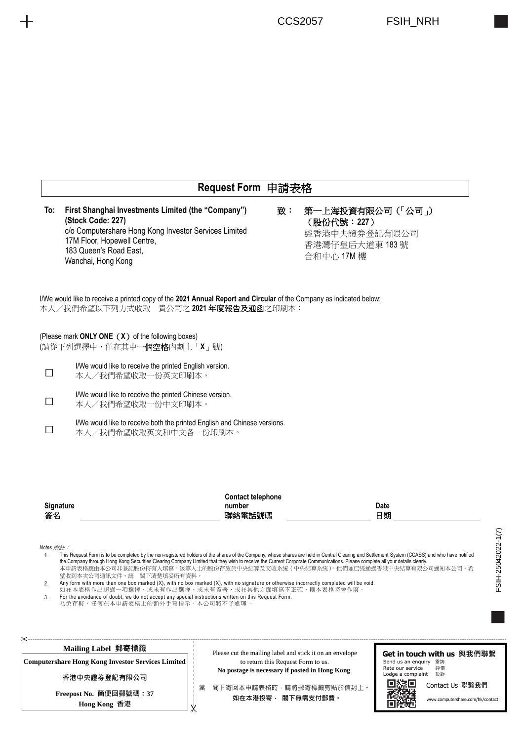CCS2057 FSIH_NRH

# Request Form 申請表格

**To: First Shanghai Investments Limited (the "Company") (Stock Code: 227)**
c/o Computershare Hong Kong Investor Services Limited
17M Floor, Hopewell Centre,
183 Queen's Road East,
Wanchai, Hong Kong

**致： 第一上海投資有限公司（「公司」）（股份代號：227）**
經香港中央證券登記有限公司
香港灣仔皇后大道東 183 號
合和中心 17M 樓

I/We would like to receive a printed copy of the **2021 Annual Report and Circular** of the Company as indicated below:
本人／我們希望以下列方式收取　貴公司之 **2021 年度報告及通函**之印刷本：

(Please mark **ONLY ONE** (**X**) of the following boxes)
(請從下列選擇中，僅在其中**一個空格**內劃上「**X**」號)

☐ I/We would like to receive the printed English version.
本人／我們希望收取一份英文印刷本。

☐ I/We would like to receive the printed Chinese version.
本人／我們希望收取一份中文印刷本。

☐ I/We would like to receive both the printed English and Chinese versions.
本人／我們希望收取英文和中文各一份印刷本。

**Signature 簽名** ____________________ **Contact telephone number 聯絡電話號碼** ____________________ **Date 日期** ____________________

*Notes 附註：*

1. This Request Form is to be completed by the non-registered holders of the shares of the Company, whose shares are held in Central Clearing and Settlement System (CCASS) and who have notified the Company through Hong Kong Securities Clearing Company Limited that they wish to receive the Current Corporate Communications. Please complete all your details clearly.
本申請表格應由本公司非登記股份持有人填寫。該等人士的股份存放於中央結算及交收系統（中央結算系統），他們並已經通過香港中央結算有限公司通知本公司，希望收到本次公司通訊文件。請　閣下清楚填妥所有資料。
2. Any form with more than one box marked (X), with no box marked (X), with no signature or otherwise incorrectly completed will be void.
如在本表格作出超過一項選擇、或未有作出選擇、或未有簽署、或在其他方面填寫不正確，則本表格將會作廢。
3. For the avoidance of doubt, we do not accept any special instructions written on this Request Form.
為免存疑，任何在本申請表格上的額外手寫指示，本公司將不予處理。

FSIH-25042022-1(7)

---

**Mailing Label 郵寄標籤**

**Computershare Hong Kong Investor Services Limited**

**香港中央證券登記有限公司**

**Freepost No. 簡便回郵號碼：37**

**Hong Kong 香港**

Please cut the mailing label and stick it on an envelope to return this Request Form to us.
**No postage is necessary if posted in Hong Kong.**

當　閣下寄回本申請表格時，請將郵寄標籤剪貼於信封上。
**如在本港投寄，　閣下無需支付郵費。**

**Get in touch with us 與我們聯繫**
Send us an enquiry 垂詢
Rate our service 評價
Lodge a complaint 投訴
Contact Us 聯繫我們
www.computershare.com/hk/contact